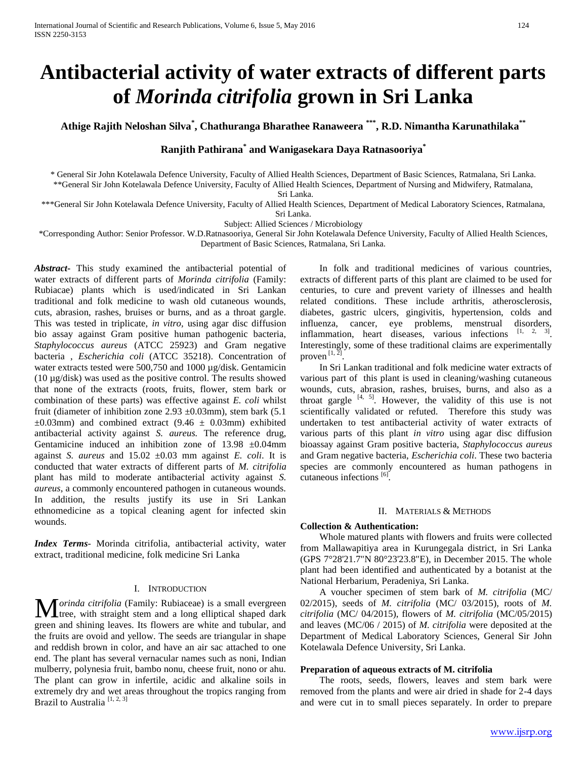# Antibacterial activity of water extracts of different parts of *Morinda citrifolia* grown in Sri Lanka

**Athige Rajith Neloshan Silva[*], Chathuranga Bharathee Ranaweera [***], R.D. Nimantha Karunathilaka[**]**

**Ranjith Pathirana[*] and Wanigasekara Daya Ratnasooriya[*]**

\* General Sir John Kotelawala Defence University, Faculty of Allied Health Sciences, Department of Basic Sciences, Ratmalana, Sri Lanka.
\*\*General Sir John Kotelawala Defence University, Faculty of Allied Health Sciences, Department of Nursing and Midwifery, Ratmalana, Sri Lanka.
\*\*\*General Sir John Kotelawala Defence University, Faculty of Allied Health Sciences, Department of Medical Laboratory Sciences, Ratmalana, Sri Lanka.

Subject: Allied Sciences / Microbiology

\*Corresponding Author: Senior Professor. W.D.Ratnasooriya, General Sir John Kotelawala Defence University, Faculty of Allied Health Sciences, Department of Basic Sciences, Ratmalana, Sri Lanka.

***Abstract*-** This study examined the antibacterial potential of water extracts of different parts of *Morinda citrifolia* (Family: Rubiacae) plants which is used/indicated in Sri Lankan traditional and folk medicine to wash old cutaneous wounds, cuts, abrasion, rashes, bruises or burns, and as a throat gargle. This was tested in triplicate, *in vitro,* using agar disc diffusion bio assay against Gram positive human pathogenic bacteria, *Staphylococcus aureus* (ATCC 25923) and Gram negative bacteria , *Escherichia coli* (ATCC 35218). Concentration of water extracts tested were 500,750 and 1000 µg/disk. Gentamicin (10 µg/disk) was used as the positive control. The results showed that none of the extracts (roots, fruits, flower, stem bark or combination of these parts) was effective against *E. coli* whilst fruit (diameter of inhibition zone 2.93 ±0.03mm), stem bark (5.1 ±0.03mm) and combined extract (9.46 ± 0.03mm) exhibited antibacterial activity against *S. aureus.* The reference drug, Gentamicine induced an inhibition zone of 13.98 ±0.04mm against *S. aureus* and 15.02 ±0.03 mm against *E. coli*. It is conducted that water extracts of different parts of *M. citrifolia* plant has mild to moderate antibacterial activity against *S. aureus*, a commonly encountered pathogen in cutaneous wounds. In addition, the results justify its use in Sri Lankan ethnomedicine as a topical cleaning agent for infected skin wounds.

***Index Terms*-** Morinda citrifolia, antibacterial activity, water extract, traditional medicine, folk medicine Sri Lanka

## I. Introduction

*Morinda citrifolia* (Family: Rubiaceae) is a small evergreen tree, with straight stem and a long elliptical shaped dark green and shining leaves. Its flowers are white and tubular, and the fruits are ovoid and yellow. The seeds are triangular in shape and reddish brown in color, and have an air sac attached to one end. The plant has several vernacular names such as noni, Indian mulberry, polynesia fruit, bambo nonu, cheese fruit, nono or ahu. The plant can grow in infertile, acidic and alkaline soils in extremely dry and wet areas throughout the tropics ranging from Brazil to Australia [1, 2, 3]

In folk and traditional medicines of various countries, extracts of different parts of this plant are claimed to be used for centuries, to cure and prevent variety of illnesses and health related conditions. These include arthritis, atherosclerosis, diabetes, gastric ulcers, gingivitis, hypertension, colds and influenza, cancer, eye problems, menstrual disorders, inflammation, heart diseases, various infections [1, 2, 3]. Interestingly, some of these traditional claims are experimentally proven [1, 2].

In Sri Lankan traditional and folk medicine water extracts of various part of this plant is used in cleaning/washing cutaneous wounds, cuts, abrasion, rashes, bruises, burns, and also as a throat gargle [4, 5]. However, the validity of this use is not scientifically validated or refuted. Therefore this study was undertaken to test antibacterial activity of water extracts of various parts of this plant *in vitro* using agar disc diffusion bioassay against Gram positive bacteria, *Staphylococcus aureus* and Gram negative bacteria, *Escherichia coli*. These two bacteria species are commonly encountered as human pathogens in cutaneous infections [6].

## II. Materials & Methods

**Collection & Authentication:**

Whole matured plants with flowers and fruits were collected from Mallawapitiya area in Kurungegala district, in Sri Lanka (GPS 7°28'21.7"N 80°23'23.8"E), in December 2015. The whole plant had been identified and authenticated by a botanist at the National Herbarium, Peradeniya, Sri Lanka.

A voucher specimen of stem bark of *M. citrifolia* (MC/ 02/2015), seeds of *M. citrifolia* (MC/ 03/2015), roots of *M. citrifolia* (MC/ 04/2015), flowers of *M. citrifolia* (MC/05/2015) and leaves (MC/06 / 2015) of *M. citrifolia* were deposited at the Department of Medical Laboratory Sciences, General Sir John Kotelawala Defence University, Sri Lanka.

**Preparation of aqueous extracts of M. citrifolia**

The roots, seeds, flowers, leaves and stem bark were removed from the plants and were air dried in shade for 2-4 days and were cut in to small pieces separately. In order to prepare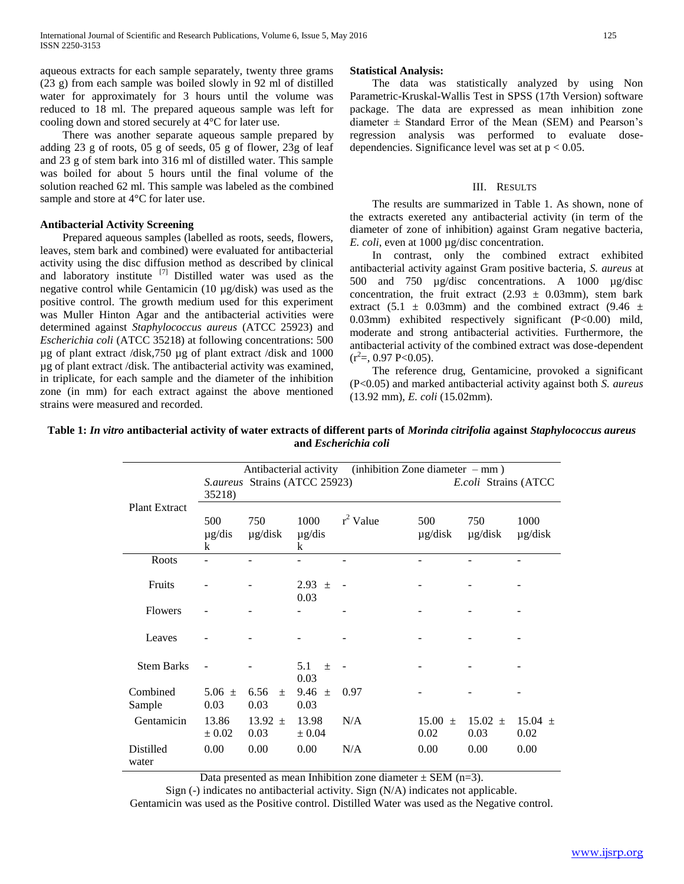aqueous extracts for each sample separately, twenty three grams (23 g) from each sample was boiled slowly in 92 ml of distilled water for approximately for 3 hours until the volume was reduced to 18 ml. The prepared aqueous sample was left for cooling down and stored securely at 4°C for later use.

There was another separate aqueous sample prepared by adding 23 g of roots, 05 g of seeds, 05 g of flower, 23g of leaf and 23 g of stem bark into 316 ml of distilled water. This sample was boiled for about 5 hours until the final volume of the solution reached 62 ml. This sample was labeled as the combined sample and store at 4°C for later use.

**Antibacterial Activity Screening**

Prepared aqueous samples (labelled as roots, seeds, flowers, leaves, stem bark and combined) were evaluated for antibacterial activity using the disc diffusion method as described by clinical and laboratory institute [7] Distilled water was used as the negative control while Gentamicin (10 µg/disk) was used as the positive control. The growth medium used for this experiment was Muller Hinton Agar and the antibacterial activities were determined against *Staphylococcus aureus* (ATCC 25923) and *Escherichia coli* (ATCC 35218) at following concentrations: 500 µg of plant extract /disk,750 µg of plant extract /disk and 1000 µg of plant extract /disk. The antibacterial activity was examined, in triplicate, for each sample and the diameter of the inhibition zone (in mm) for each extract against the above mentioned strains were measured and recorded.

**Statistical Analysis:**

The data was statistically analyzed by using Non Parametric-Kruskal-Wallis Test in SPSS (17th Version) software package. The data are expressed as mean inhibition zone diameter ± Standard Error of the Mean (SEM) and Pearson's regression analysis was performed to evaluate dose-dependencies. Significance level was set at $p < 0.05$.

## III. Results

The results are summarized in Table 1. As shown, none of the extracts exereted any antibacterial activity (in term of the diameter of zone of inhibition) against Gram negative bacteria, *E. coli*, even at 1000 µg/disc concentration.

In contrast, only the combined extract exhibited antibacterial activity against Gram positive bacteria, *S. aureus* at 500 and 750 µg/disc concentrations. A 1000 µg/disc concentration, the fruit extract (2.93 ± 0.03mm), stem bark extract (5.1 ± 0.03mm) and the combined extract (9.46 ± 0.03mm) exhibited respectively significant ($P<0.00$) mild, moderate and strong antibacterial activities. Furthermore, the antibacterial activity of the combined extract was dose-dependent ($r^2$=, 0.97 $P<0.05$).

The reference drug, Gentamicine, provoked a significant ($P<0.05$) and marked antibacterial activity against both *S. aureus* (13.92 mm), *E. coli* (15.02mm).

**Table 1: *In vitro* antibacterial activity of water extracts of different parts of *Morinda citrifolia* against *Staphylococcus aureus* and *Escherichia coli***

| Plant Extract | Antibacterial activity (inhibition Zone diameter – mm) | | | | | | |
|---|---|---|---|---|---|---|---|
| | *S.aureus* Strains (ATCC 25923) | | | | *E.coli* Strains (ATCC 35218) | | |
| | 500 µg/disk | 750 µg/disk | 1000 µg/disk | $r^2$ Value | 500 µg/disk | 750 µg/disk | 1000 µg/disk |
| Roots | - | - | - | - | - | - | - |
| Fruits | - | - | 2.93 ± 0.03 | - | - | - | - |
| Flowers | - | - | - | - | - | - | - |
| Leaves | - | - | - | - | - | - | - |
| Stem Barks | - | - | 5.1 ± 0.03 | - | - | - | - |
| Combined Sample | 5.06 ± 0.03 | 6.56 ± 0.03 | 9.46 ± 0.03 | 0.97 | - | - | - |
| Gentamicin | 13.86 ± 0.02 | 13.92 ± 0.03 | 13.98 ± 0.04 | N/A | 15.00 ± 0.02 | 15.02 ± 0.03 | 15.04 ± 0.02 |
| Distilled water | 0.00 | 0.00 | 0.00 | N/A | 0.00 | 0.00 | 0.00 |

Data presented as mean Inhibition zone diameter ± SEM (n=3).

Sign (-) indicates no antibacterial activity. Sign (N/A) indicates not applicable.

Gentamicin was used as the Positive control. Distilled Water was used as the Negative control.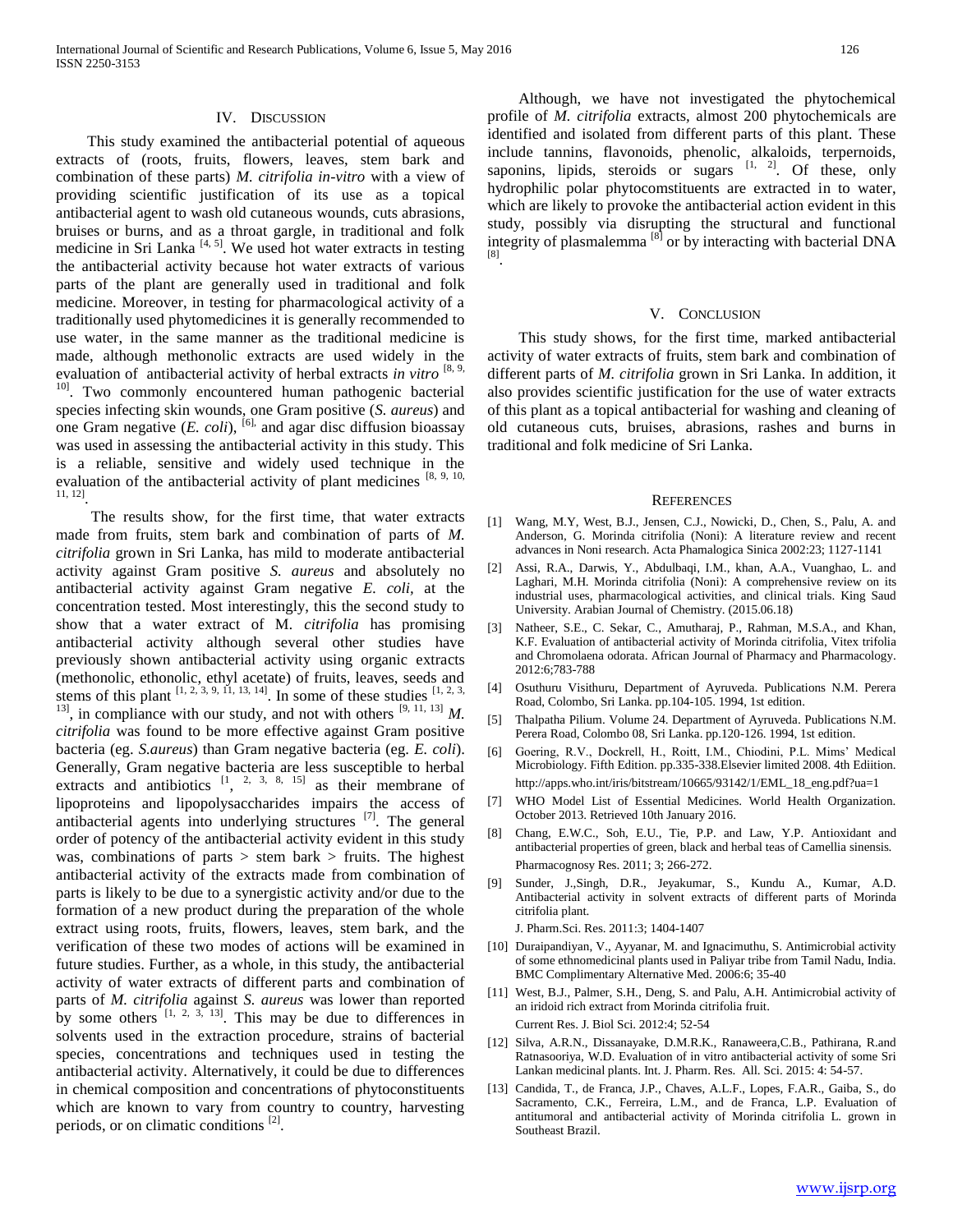## IV. Discussion

This study examined the antibacterial potential of aqueous extracts of (roots, fruits, flowers, leaves, stem bark and combination of these parts) *M. citrifolia in-vitro* with a view of providing scientific justification of its use as a topical antibacterial agent to wash old cutaneous wounds, cuts abrasions, bruises or burns, and as a throat gargle, in traditional and folk medicine in Sri Lanka [4, 5]. We used hot water extracts in testing the antibacterial activity because hot water extracts of various parts of the plant are generally used in traditional and folk medicine. Moreover, in testing for pharmacological activity of a traditionally used phytomedicines it is generally recommended to use water, in the same manner as the traditional medicine is made, although methonolic extracts are used widely in the evaluation of antibacterial activity of herbal extracts *in vitro* [8, 9, 10]. Two commonly encountered human pathogenic bacterial species infecting skin wounds, one Gram positive (*S. aureus*) and one Gram negative (*E. coli*), [6], and agar disc diffusion bioassay was used in assessing the antibacterial activity in this study. This is a reliable, sensitive and widely used technique in the evaluation of the antibacterial activity of plant medicines [8, 9, 10, 11, 12].

The results show, for the first time, that water extracts made from fruits, stem bark and combination of parts of *M. citrifolia* grown in Sri Lanka, has mild to moderate antibacterial activity against Gram positive *S. aureus* and absolutely no antibacterial activity against Gram negative *E. coli,* at the concentration tested. Most interestingly, this the second study to show that a water extract of M. *citrifolia* has promising antibacterial activity although several other studies have previously shown antibacterial activity using organic extracts (methonolic, ethonolic, ethyl acetate) of fruits, leaves, seeds and stems of this plant [1, 2, 3, 9, 11, 13, 14]. In some of these studies [1, 2, 3, 13], in compliance with our study, and not with others [9, 11, 13] *M. citrifolia* was found to be more effective against Gram positive bacteria (eg. *S.aureus*) than Gram negative bacteria (eg. *E. coli*). Generally, Gram negative bacteria are less susceptible to herbal extracts and antibiotics [1, 2, 3, 8, 15] as their membrane of lipoproteins and lipopolysaccharides impairs the access of antibacterial agents into underlying structures [7]. The general order of potency of the antibacterial activity evident in this study was, combinations of parts > stem bark > fruits. The highest antibacterial activity of the extracts made from combination of parts is likely to be due to a synergistic activity and/or due to the formation of a new product during the preparation of the whole extract using roots, fruits, flowers, leaves, stem bark, and the verification of these two modes of actions will be examined in future studies. Further, as a whole, in this study, the antibacterial activity of water extracts of different parts and combination of parts of *M. citrifolia* against *S. aureus* was lower than reported by some others [1, 2, 3, 13]. This may be due to differences in solvents used in the extraction procedure, strains of bacterial species, concentrations and techniques used in testing the antibacterial activity. Alternatively, it could be due to differences in chemical composition and concentrations of phytoconstituents which are known to vary from country to country, harvesting periods, or on climatic conditions [2].

Although, we have not investigated the phytochemical profile of *M. citrifolia* extracts, almost 200 phytochemicals are identified and isolated from different parts of this plant. These include tannins, flavonoids, phenolic, alkaloids, terpernoids, saponins, lipids, steroids or sugars [1, 2]. Of these, only hydrophilic polar phytocomstituents are extracted in to water, which are likely to provoke the antibacterial action evident in this study, possibly via disrupting the structural and functional integrity of plasmalemma [8] or by interacting with bacterial DNA [8].

## V. Conclusion

This study shows, for the first time, marked antibacterial activity of water extracts of fruits, stem bark and combination of different parts of *M. citrifolia* grown in Sri Lanka. In addition, it also provides scientific justification for the use of water extracts of this plant as a topical antibacterial for washing and cleaning of old cutaneous cuts, bruises, abrasions, rashes and burns in traditional and folk medicine of Sri Lanka.

## References

[1] Wang, M.Y, West, B.J., Jensen, C.J., Nowicki, D., Chen, S., Palu, A. and Anderson, G. Morinda citrifolia (Noni): A literature review and recent advances in Noni research. Acta Phamalogica Sinica 2002:23; 1127-1141

[2] Assi, R.A., Darwis, Y., Abdulbaqi, I.M., khan, A.A., Vuanghao, L. and Laghari, M.H. Morinda citrifolia (Noni): A comprehensive review on its industrial uses, pharmacological activities, and clinical trials. King Saud University. Arabian Journal of Chemistry. (2015.06.18)

[3] Natheer, S.E., C. Sekar, C., Amutharaj, P., Rahman, M.S.A., and Khan, K.F. Evaluation of antibacterial activity of Morinda citrifolia, Vitex trifolia and Chromolaena odorata. African Journal of Pharmacy and Pharmacology. 2012:6;783-788

[4] Osuthuru Visithuru, Department of Ayruveda. Publications N.M. Perera Road, Colombo, Sri Lanka. pp.104-105. 1994, 1st edition.

[5] Thalpatha Pilium. Volume 24. Department of Ayruveda. Publications N.M. Perera Road, Colombo 08, Sri Lanka. pp.120-126. 1994, 1st edition.

[6] Goering, R.V., Dockrell, H., Roitt, I.M., Chiodini, P.L. Mims' Medical Microbiology. Fifth Edition. pp.335-338.Elsevier limited 2008. 4th Ediition. http://apps.who.int/iris/bitstream/10665/93142/1/EML_18_eng.pdf?ua=1

[7] WHO Model List of Essential Medicines. World Health Organization. October 2013. Retrieved 10th January 2016.

[8] Chang, E.W.C., Soh, E.U., Tie, P.P. and Law, Y.P. Antioxidant and antibacterial properties of green, black and herbal teas of Camellia sinensis. Pharmacognosy Res. 2011; 3; 266-272.

[9] Sunder, J.,Singh, D.R., Jeyakumar, S., Kundu A., Kumar, A.D. Antibacterial activity in solvent extracts of different parts of Morinda citrifolia plant. J. Pharm.Sci. Res. 2011:3; 1404-1407

[10] Duraipandiyan, V., Ayyanar, M. and Ignacimuthu, S. Antimicrobial activity of some ethnomedicinal plants used in Paliyar tribe from Tamil Nadu, India. BMC Complimentary Alternative Med. 2006:6; 35-40

[11] West, B.J., Palmer, S.H., Deng, S. and Palu, A.H. Antimicrobial activity of an iridoid rich extract from Morinda citrifolia fruit. Current Res. J. Biol Sci. 2012:4; 52-54

[12] Silva, A.R.N., Dissanayake, D.M.R.K., Ranaweera,C.B., Pathirana, R.and Ratnasooriya, W.D. Evaluation of in vitro antibacterial activity of some Sri Lankan medicinal plants. Int. J. Pharm. Res. All. Sci. 2015: 4: 54-57.

[13] Candida, T., de Franca, J.P., Chaves, A.L.F., Lopes, F.A.R., Gaiba, S., do Sacramento, C.K., Ferreira, L.M., and de Franca, L.P. Evaluation of antitumoral and antibacterial activity of Morinda citrifolia L. grown in Southeast Brazil.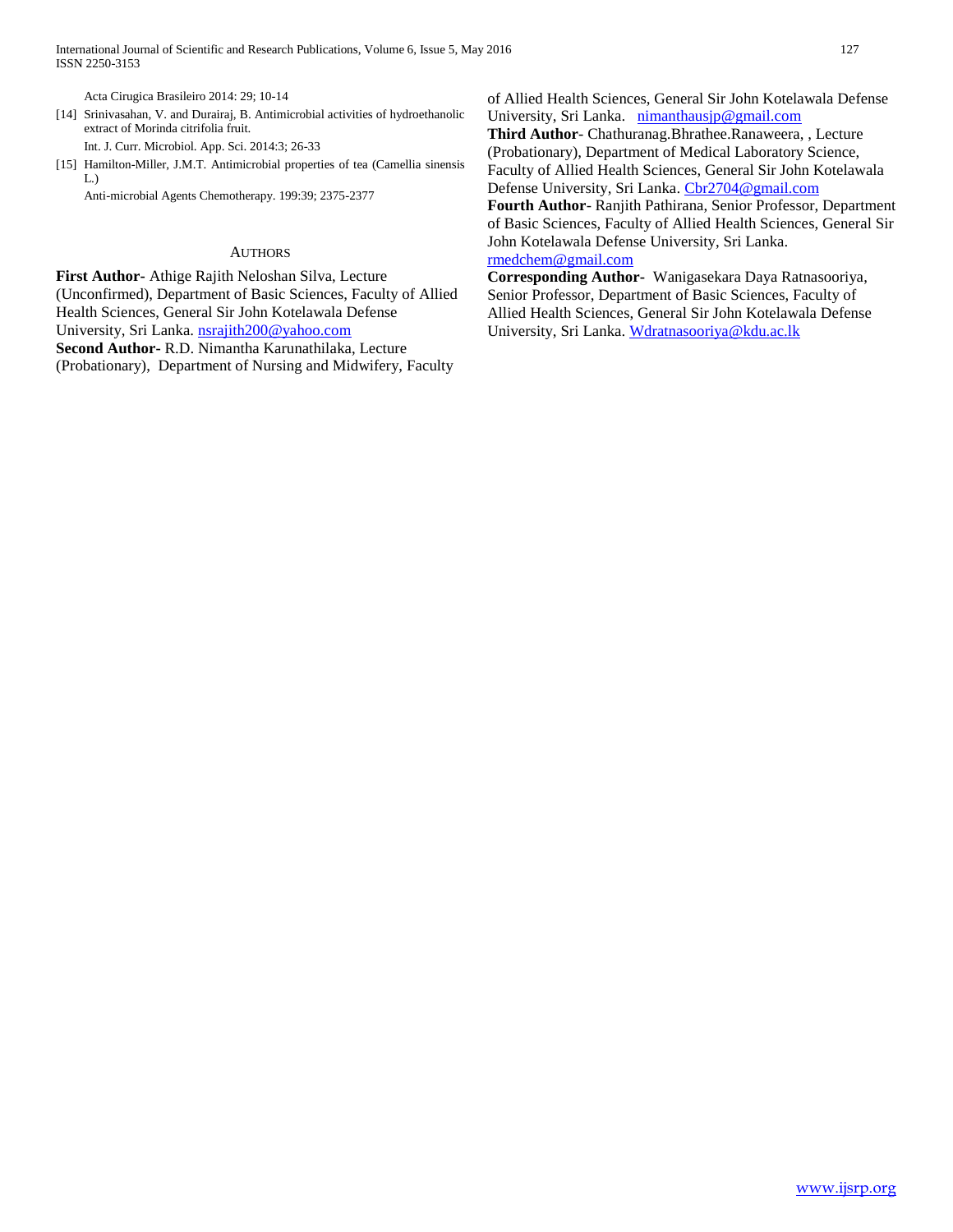Acta Cirugica Brasileiro 2014: 29; 10-14

[14] Srinivasahan, V. and Durairaj, B. Antimicrobial activities of hydroethanolic extract of Morinda citrifolia fruit.
Int. J. Curr. Microbiol. App. Sci. 2014:3; 26-33

[15] Hamilton-Miller, J.M.T. Antimicrobial properties of tea (Camellia sinensis L.)
Anti-microbial Agents Chemotherapy. 199:39; 2375-2377

## AUTHORS

**First Author-** Athige Rajith Neloshan Silva, Lecture (Unconfirmed), Department of Basic Sciences, Faculty of Allied Health Sciences, General Sir John Kotelawala Defense University, Sri Lanka. nsrajith200@yahoo.com

**Second Author-** R.D. Nimantha Karunathilaka, Lecture (Probationary), Department of Nursing and Midwifery, Faculty of Allied Health Sciences, General Sir John Kotelawala Defense University, Sri Lanka. nimanthausjp@gmail.com

**Third Author**- Chathuranag.Bhrathee.Ranaweera, , Lecture (Probationary), Department of Medical Laboratory Science, Faculty of Allied Health Sciences, General Sir John Kotelawala Defense University, Sri Lanka. Cbr2704@gmail.com

**Fourth Author**- Ranjith Pathirana, Senior Professor, Department of Basic Sciences, Faculty of Allied Health Sciences, General Sir John Kotelawala Defense University, Sri Lanka. rmedchem@gmail.com

**Corresponding Author-** Wanigasekara Daya Ratnasooriya, Senior Professor, Department of Basic Sciences, Faculty of Allied Health Sciences, General Sir John Kotelawala Defense University, Sri Lanka. Wdratnasooriya@kdu.ac.lk